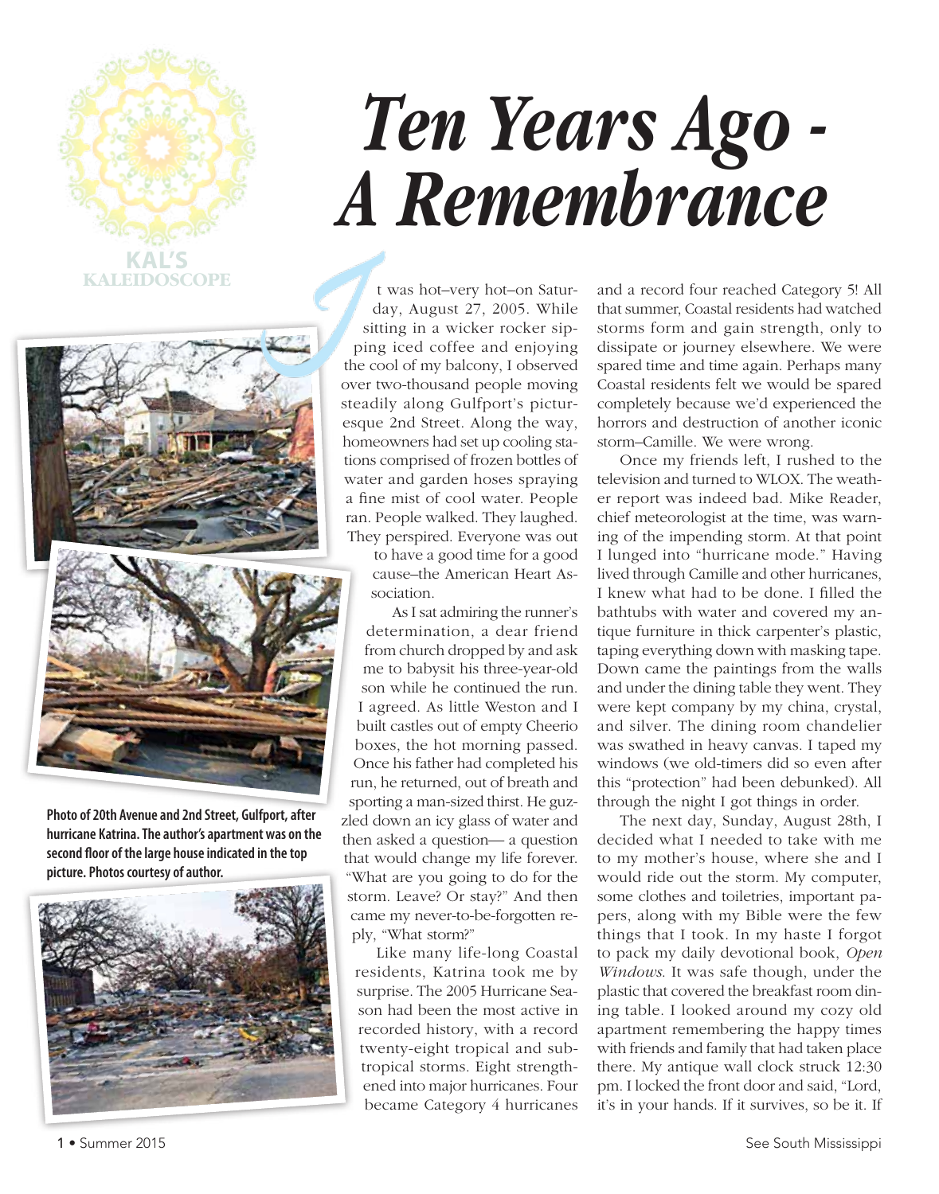# Ten Years Ago - A Remembrance

KAL'S KALEIDOSCOPE

It was hot–very hot–on Saturday, August 27, 2005. While sitting in a wicker rocker sipping iced coffee and enjoying the cool of my balcony, I observed over two-thousand people moving steadily along Gulfport's picturesque 2nd Street. Along the way, homeowners had set up cooling stations comprised of frozen bottles of water and garden hoses spraying a fine mist of cool water. People ran. People walked. They laughed. They perspired. Everyone was out to have a good time for a good cause–the American Heart Association.

As I sat admiring the runner's determination, a dear friend from church dropped by and ask me to babysit his three-year-old son while he continued the run. I agreed. As little Weston and I built castles out of empty Cheerio boxes, the hot morning passed. Once his father had completed his run, he returned, out of breath and sporting a man-sized thirst. He guzzled down an icy glass of water and then asked a question— a question that would change my life forever. "What are you going to do for the storm. Leave? Or stay?" And then came my never-to-be-forgotten reply, "What storm?"

Like many life-long Coastal residents, Katrina took me by surprise. The 2005 Hurricane Season had been the most active in recorded history, with a record twenty-eight tropical and subtropical storms. Eight strengthened into major hurricanes. Four became Category 4 hurricanes and a record four reached Category 5! All that summer, Coastal residents had watched storms form and gain strength, only to dissipate or journey elsewhere. We were spared time and time again. Perhaps many Coastal residents felt we would be spared completely because we'd experienced the horrors and destruction of another iconic storm–Camille. We were wrong.

Once my friends left, I rushed to the television and turned to WLOX. The weather report was indeed bad. Mike Reader, chief meteorologist at the time, was warning of the impending storm. At that point I lunged into "hurricane mode." Having lived through Camille and other hurricanes, I knew what had to be done. I filled the bathtubs with water and covered my antique furniture in thick carpenter's plastic, taping everything down with masking tape. Down came the paintings from the walls and under the dining table they went. They were kept company by my china, crystal, and silver. The dining room chandelier was swathed in heavy canvas. I taped my windows (we old-timers did so even after this "protection" had been debunked). All through the night I got things in order.

The next day, Sunday, August 28th, I decided what I needed to take with me to my mother's house, where she and I would ride out the storm. My computer, some clothes and toiletries, important papers, along with my Bible were the few things that I took. In my haste I forgot to pack my daily devotional book, *Open Windows*. It was safe though, under the plastic that covered the breakfast room dining table. I looked around my cozy old apartment remembering the happy times with friends and family that had taken place there. My antique wall clock struck 12:30 pm. I locked the front door and said, "Lord, it's in your hands. If it survives, so be it. If

**Photo of 20th Avenue and 2nd Street, Gulfport, after hurricane Katrina. The author's apartment was on the second floor of the large house indicated in the top picture. Photos courtesy of author.**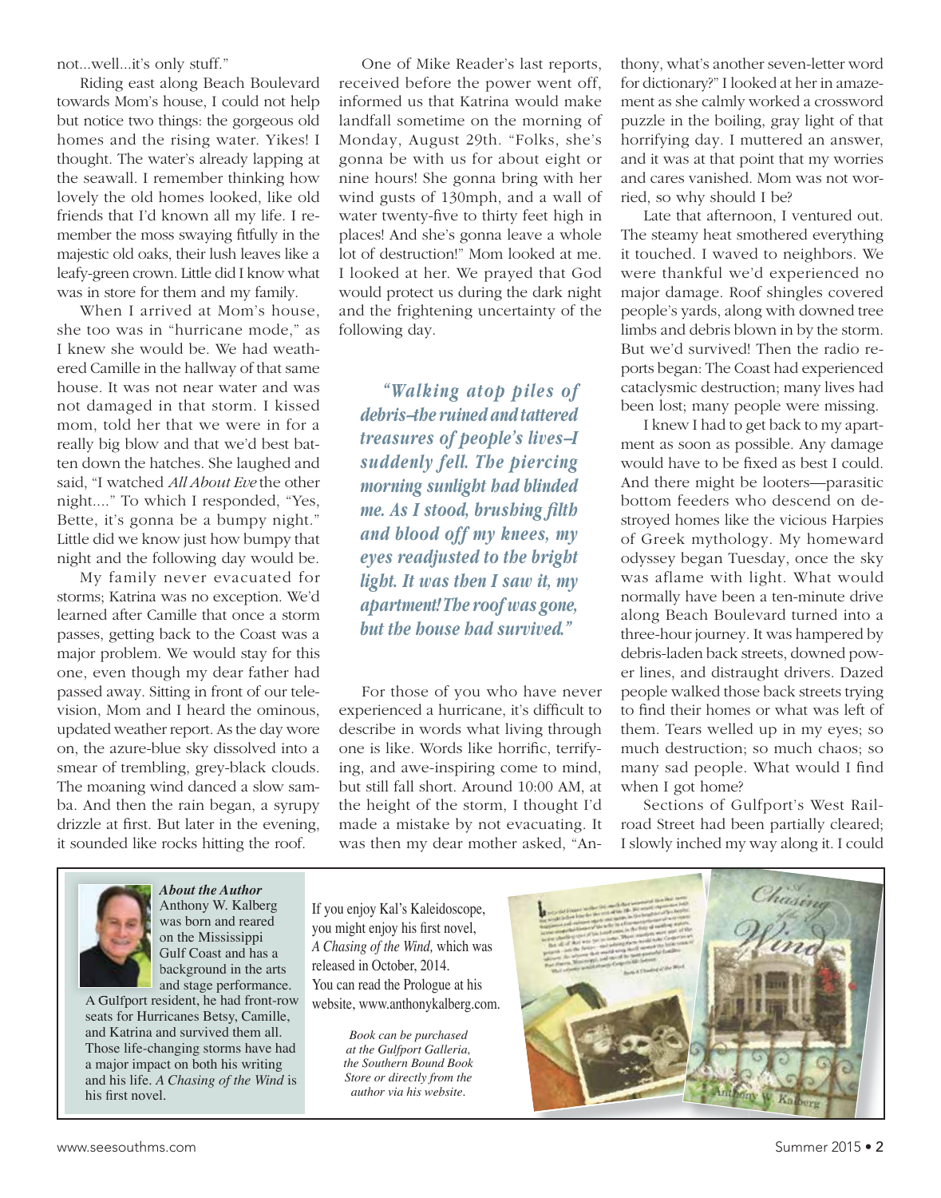not...well...it's only stuff."

Riding east along Beach Boulevard towards Mom's house, I could not help but notice two things: the gorgeous old homes and the rising water. Yikes! I thought. The water's already lapping at the seawall. I remember thinking how lovely the old homes looked, like old friends that I'd known all my life. I remember the moss swaying fitfully in the majestic old oaks, their lush leaves like a leafy-green crown. Little did I know what was in store for them and my family.

When I arrived at Mom's house, she too was in "hurricane mode," as I knew she would be. We had weathered Camille in the hallway of that same house. It was not near water and was not damaged in that storm. I kissed mom, told her that we were in for a really big blow and that we'd best batten down the hatches. She laughed and said, "I watched *All About Eve* the other night...." To which I responded, "Yes, Bette, it's gonna be a bumpy night." Little did we know just how bumpy that night and the following day would be.

My family never evacuated for storms; Katrina was no exception. We'd learned after Camille that once a storm passes, getting back to the Coast was a major problem. We would stay for this one, even though my dear father had passed away. Sitting in front of our television, Mom and I heard the ominous, updated weather report. As the day wore on, the azure-blue sky dissolved into a smear of trembling, grey-black clouds. The moaning wind danced a slow samba. And then the rain began, a syrupy drizzle at first. But later in the evening, it sounded like rocks hitting the roof.

One of Mike Reader's last reports, received before the power went off, informed us that Katrina would make landfall sometime on the morning of Monday, August 29th. "Folks, she's gonna be with us for about eight or nine hours! She gonna bring with her wind gusts of 130mph, and a wall of water twenty-five to thirty feet high in places! And she's gonna leave a whole lot of destruction!" Mom looked at me. I looked at her. We prayed that God would protect us during the dark night and the frightening uncertainty of the following day.

> ***"Walking atop piles of debris–the ruined and tattered treasures of people's lives–I suddenly fell. The piercing morning sunlight had blinded me. As I stood, brushing filth and blood off my knees, my eyes readjusted to the bright light. It was then I saw it, my apartment! The roof was gone, but the house had survived."***

For those of you who have never experienced a hurricane, it's difficult to describe in words what living through one is like. Words like horrific, terrifying, and awe-inspiring come to mind, but still fall short. Around 10:00 AM, at the height of the storm, I thought I'd made a mistake by not evacuating. It was then my dear mother asked, "Anthony, what's another seven-letter word for dictionary?" I looked at her in amazement as she calmly worked a crossword puzzle in the boiling, gray light of that horrifying day. I muttered an answer, and it was at that point that my worries and cares vanished. Mom was not worried, so why should I be?

Late that afternoon, I ventured out. The steamy heat smothered everything it touched. I waved to neighbors. We were thankful we'd experienced no major damage. Roof shingles covered people's yards, along with downed tree limbs and debris blown in by the storm. But we'd survived! Then the radio reports began: The Coast had experienced cataclysmic destruction; many lives had been lost; many people were missing.

I knew I had to get back to my apartment as soon as possible. Any damage would have to be fixed as best I could. And there might be looters—parasitic bottom feeders who descend on destroyed homes like the vicious Harpies of Greek mythology. My homeward odyssey began Tuesday, once the sky was aflame with light. What would normally have been a ten-minute drive along Beach Boulevard turned into a three-hour journey. It was hampered by debris-laden back streets, downed power lines, and distraught drivers. Dazed people walked those back streets trying to find their homes or what was left of them. Tears welled up in my eyes; so much destruction; so much chaos; so many sad people. What would I find when I got home?

Sections of Gulfport's West Railroad Street had been partially cleared; I slowly inched my way along it. I could

***About the Author***
Anthony W. Kalberg was born and reared on the Mississippi Gulf Coast and has a background in the arts and stage performance. A Gulfport resident, he had front-row seats for Hurricanes Betsy, Camille, and Katrina and survived them all. Those life-changing storms have had a major impact on both his writing and his life. *A Chasing of the Wind* is his first novel.

If you enjoy Kal's Kaleidoscope, you might enjoy his first novel, *A Chasing of the Wind,* which was released in October, 2014. You can read the Prologue at his website, www.anthonykalberg.com.

*Book can be purchased at the Gulfport Galleria, the Southern Bound Book Store or directly from the author via his website.*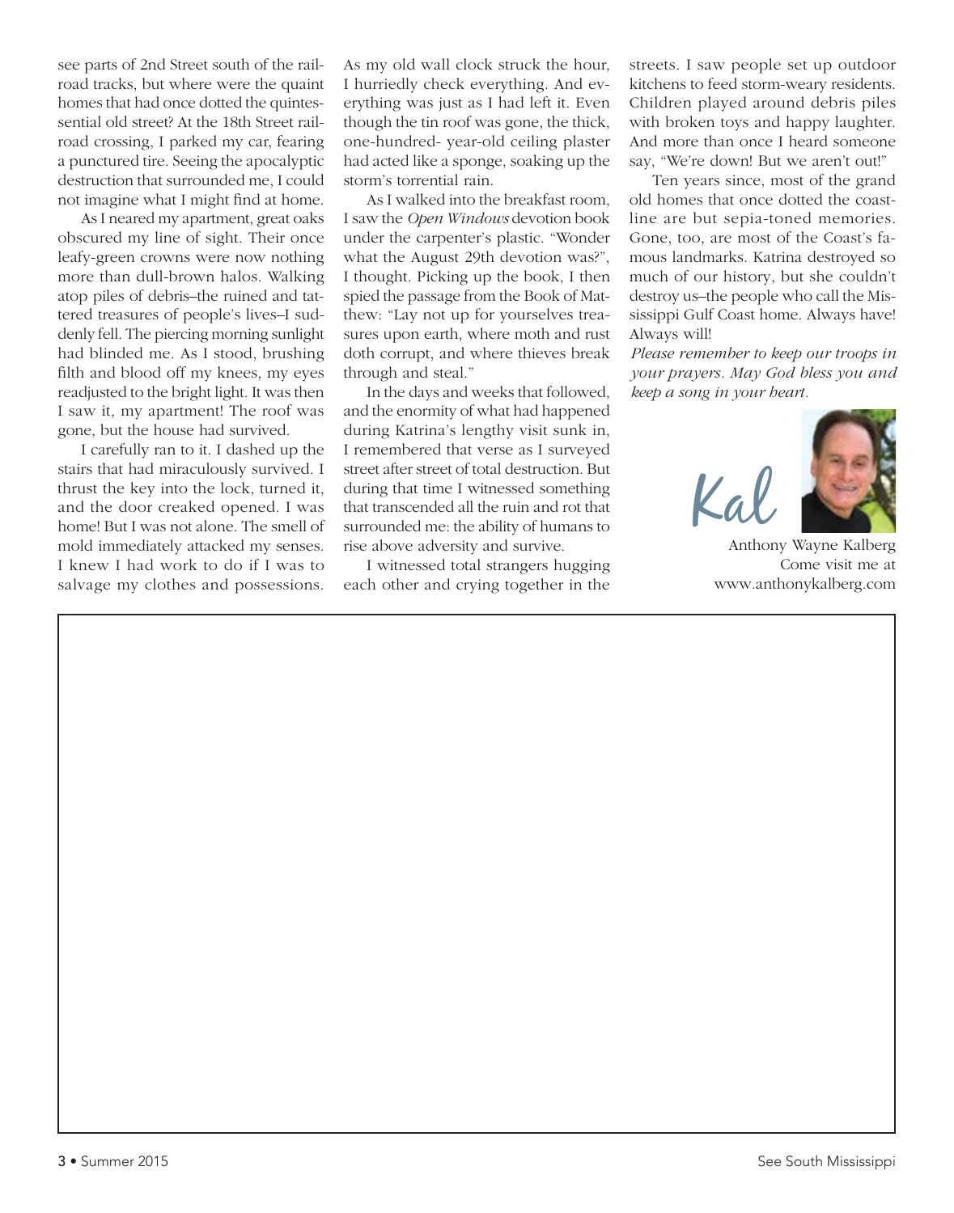see parts of 2nd Street south of the railroad tracks, but where were the quaint homes that had once dotted the quintessential old street? At the 18th Street railroad crossing, I parked my car, fearing a punctured tire. Seeing the apocalyptic destruction that surrounded me, I could not imagine what I might find at home.

As I neared my apartment, great oaks obscured my line of sight. Their once leafy-green crowns were now nothing more than dull-brown halos. Walking atop piles of debris–the ruined and tattered treasures of people's lives–I suddenly fell. The piercing morning sunlight had blinded me. As I stood, brushing filth and blood off my knees, my eyes readjusted to the bright light. It was then I saw it, my apartment! The roof was gone, but the house had survived.

I carefully ran to it. I dashed up the stairs that had miraculously survived. I thrust the key into the lock, turned it, and the door creaked opened. I was home! But I was not alone. The smell of mold immediately attacked my senses. I knew I had work to do if I was to salvage my clothes and possessions. As my old wall clock struck the hour, I hurriedly check everything. And everything was just as I had left it. Even though the tin roof was gone, the thick, one-hundred- year-old ceiling plaster had acted like a sponge, soaking up the storm's torrential rain.

As I walked into the breakfast room, I saw the *Open Windows* devotion book under the carpenter's plastic. "Wonder what the August 29th devotion was?", I thought. Picking up the book, I then spied the passage from the Book of Matthew: "Lay not up for yourselves treasures upon earth, where moth and rust doth corrupt, and where thieves break through and steal."

In the days and weeks that followed, and the enormity of what had happened during Katrina's lengthy visit sunk in, I remembered that verse as I surveyed street after street of total destruction. But during that time I witnessed something that transcended all the ruin and rot that surrounded me: the ability of humans to rise above adversity and survive.

I witnessed total strangers hugging each other and crying together in the streets. I saw people set up outdoor kitchens to feed storm-weary residents. Children played around debris piles with broken toys and happy laughter. And more than once I heard someone say, "We're down! But we aren't out!"

Ten years since, most of the grand old homes that once dotted the coastline are but sepia-toned memories. Gone, too, are most of the Coast's famous landmarks. Katrina destroyed so much of our history, but she couldn't destroy us–the people who call the Mississippi Gulf Coast home. Always have! Always will!

*Please remember to keep our troops in your prayers. May God bless you and keep a song in your heart.*

Kal

Anthony Wayne Kalberg
Come visit me at
www.anthonykalberg.com